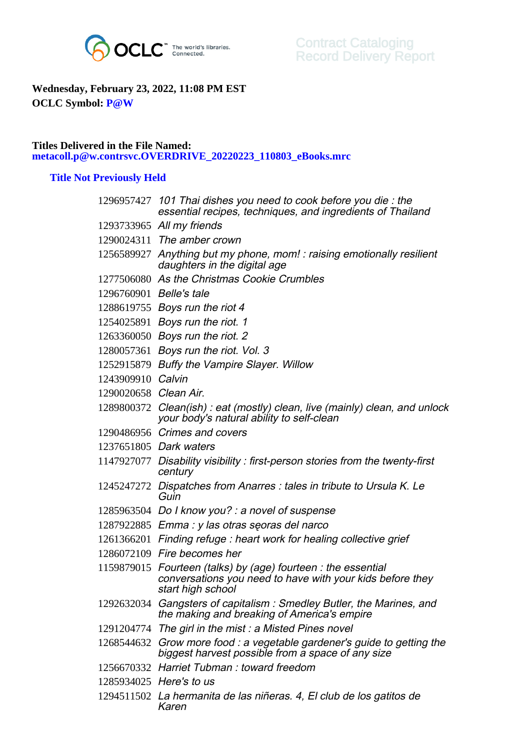OCLC™ The world's libraries. Connected.

Contract Cataloging
Record Delivery Report

**Wednesday, February 23, 2022, 11:08 PM EST**
**OCLC Symbol: P@W**

**Titles Delivered in the File Named:**
**metacoll.p@w.contrsvc.OVERDRIVE_20220223_110803_eBooks.mrc**

### Title Not Previously Held

| | |
|---|---|
| 1296957427 | *101 Thai dishes you need to cook before you die : the essential recipes, techniques, and ingredients of Thailand* |
| 1293733965 | *All my friends* |
| 1290024311 | *The amber crown* |
| 1256589927 | *Anything but my phone, mom! : raising emotionally resilient daughters in the digital age* |
| 1277506080 | *As the Christmas Cookie Crumbles* |
| 1296760901 | *Belle's tale* |
| 1288619755 | *Boys run the riot 4* |
| 1254025891 | *Boys run the riot. 1* |
| 1263360050 | *Boys run the riot. 2* |
| 1280057361 | *Boys run the riot. Vol. 3* |
| 1252915879 | *Buffy the Vampire Slayer. Willow* |
| 1243909910 | *Calvin* |
| 1290020658 | *Clean Air.* |
| 1289800372 | *Clean(ish) : eat (mostly) clean, live (mainly) clean, and unlock your body's natural ability to self-clean* |
| 1290486956 | *Crimes and covers* |
| 1237651805 | *Dark waters* |
| 1147927077 | *Disability visibility : first-person stories from the twenty-first century* |
| 1245247272 | *Dispatches from Anarres : tales in tribute to Ursula K. Le Guin* |
| 1285963504 | *Do I know you? : a novel of suspense* |
| 1287922885 | *Emma : y las otras sẹoras del narco* |
| 1261366201 | *Finding refuge : heart work for healing collective grief* |
| 1286072109 | *Fire becomes her* |
| 1159879015 | *Fourteen (talks) by (age) fourteen : the essential conversations you need to have with your kids before they start high school* |
| 1292632034 | *Gangsters of capitalism : Smedley Butler, the Marines, and the making and breaking of America's empire* |
| 1291204774 | *The girl in the mist : a Misted Pines novel* |
| 1268544632 | *Grow more food : a vegetable gardener's guide to getting the biggest harvest possible from a space of any size* |
| 1256670332 | *Harriet Tubman : toward freedom* |
| 1285934025 | *Here's to us* |
| 1294511502 | *La hermanita de las niñeras. 4, El club de los gatitos de Karen* |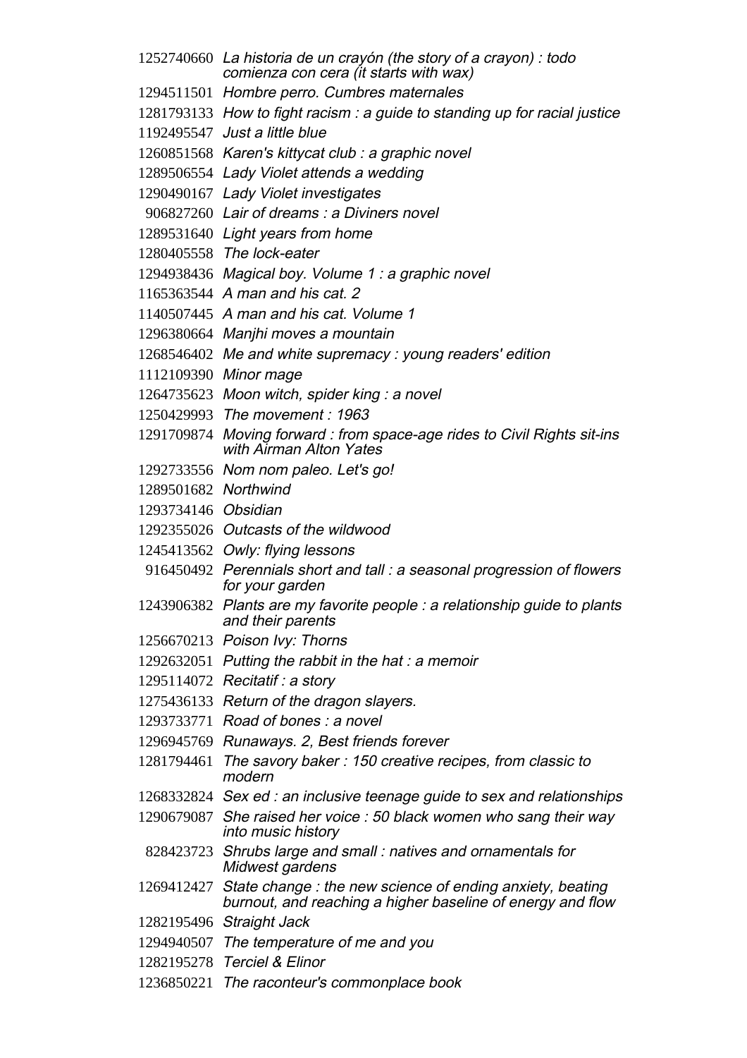| | |
|---|---|
| 1252740660 | *La historia de un crayón (the story of a crayon) : todo comienza con cera (it starts with wax)* |
| 1294511501 | *Hombre perro. Cumbres maternales* |
| 1281793133 | *How to fight racism : a guide to standing up for racial justice* |
| 1192495547 | *Just a little blue* |
| 1260851568 | *Karen's kittycat club : a graphic novel* |
| 1289506554 | *Lady Violet attends a wedding* |
| 1290490167 | *Lady Violet investigates* |
| 906827260 | *Lair of dreams : a Diviners novel* |
| 1289531640 | *Light years from home* |
| 1280405558 | *The lock-eater* |
| 1294938436 | *Magical boy. Volume 1 : a graphic novel* |
| 1165363544 | *A man and his cat. 2* |
| 1140507445 | *A man and his cat. Volume 1* |
| 1296380664 | *Manjhi moves a mountain* |
| 1268546402 | *Me and white supremacy : young readers' edition* |
| 1112109390 | *Minor mage* |
| 1264735623 | *Moon witch, spider king : a novel* |
| 1250429993 | *The movement : 1963* |
| 1291709874 | *Moving forward : from space-age rides to Civil Rights sit-ins with Airman Alton Yates* |
| 1292733556 | *Nom nom paleo. Let's go!* |
| 1289501682 | *Northwind* |
| 1293734146 | *Obsidian* |
| 1292355026 | *Outcasts of the wildwood* |
| 1245413562 | *Owly: flying lessons* |
| 916450492 | *Perennials short and tall : a seasonal progression of flowers for your garden* |
| 1243906382 | *Plants are my favorite people : a relationship guide to plants and their parents* |
| 1256670213 | *Poison Ivy: Thorns* |
| 1292632051 | *Putting the rabbit in the hat : a memoir* |
| 1295114072 | *Recitatif : a story* |
| 1275436133 | *Return of the dragon slayers.* |
| 1293733771 | *Road of bones : a novel* |
| 1296945769 | *Runaways. 2, Best friends forever* |
| 1281794461 | *The savory baker : 150 creative recipes, from classic to modern* |
| 1268332824 | *Sex ed : an inclusive teenage guide to sex and relationships* |
| 1290679087 | *She raised her voice : 50 black women who sang their way into music history* |
| 828423723 | *Shrubs large and small : natives and ornamentals for Midwest gardens* |
| 1269412427 | *State change : the new science of ending anxiety, beating burnout, and reaching a higher baseline of energy and flow* |
| 1282195496 | *Straight Jack* |
| 1294940507 | *The temperature of me and you* |
| 1282195278 | *Terciel & Elinor* |
| 1236850221 | *The raconteur's commonplace book* |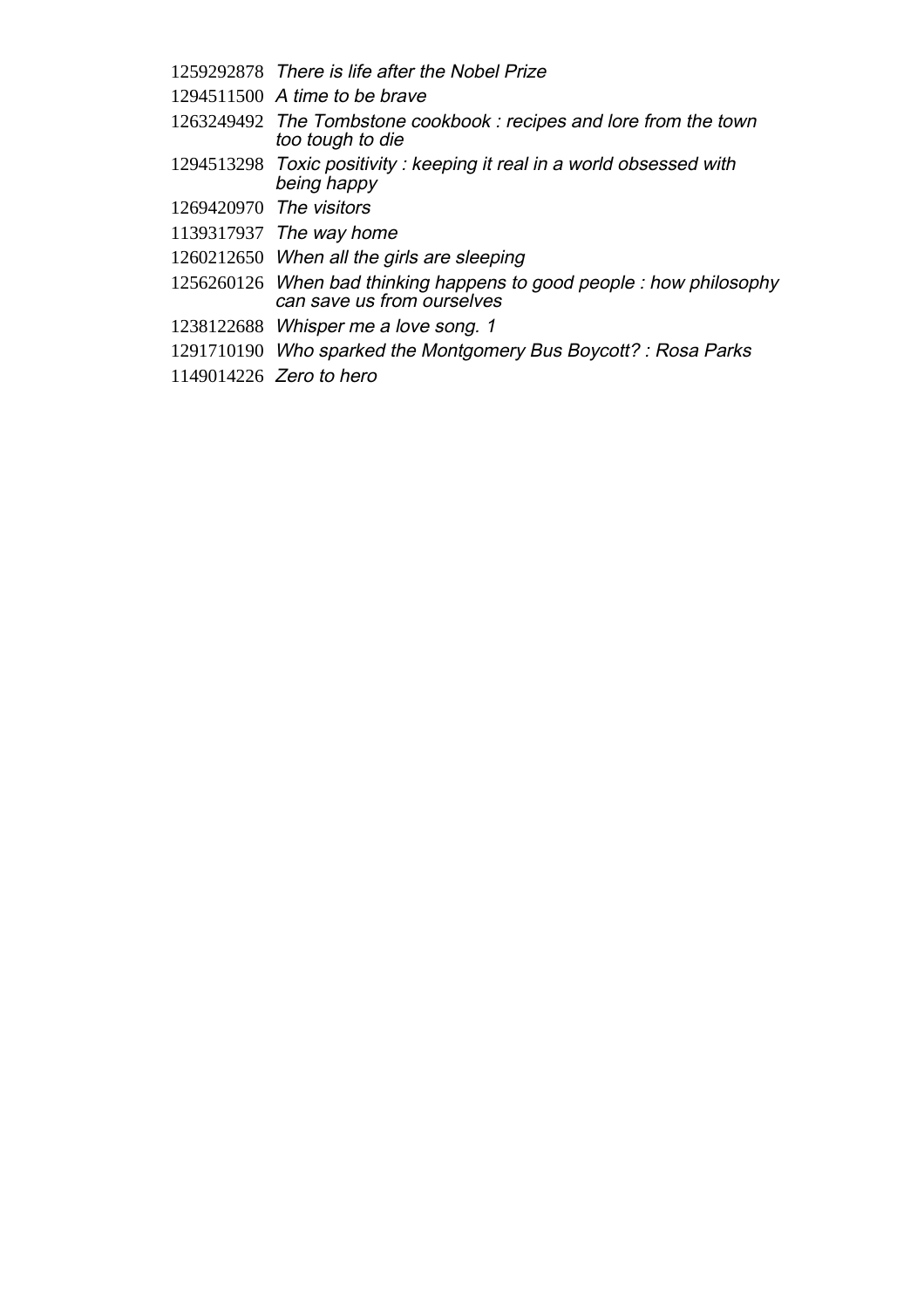1259292878 *There is life after the Nobel Prize*

1294511500 *A time to be brave*

1263249492 *The Tombstone cookbook : recipes and lore from the town too tough to die*

1294513298 *Toxic positivity : keeping it real in a world obsessed with being happy*

1269420970 *The visitors*

1139317937 *The way home*

1260212650 *When all the girls are sleeping*

1256260126 *When bad thinking happens to good people : how philosophy can save us from ourselves*

1238122688 *Whisper me a love song. 1*

1291710190 *Who sparked the Montgomery Bus Boycott? : Rosa Parks*

1149014226 *Zero to hero*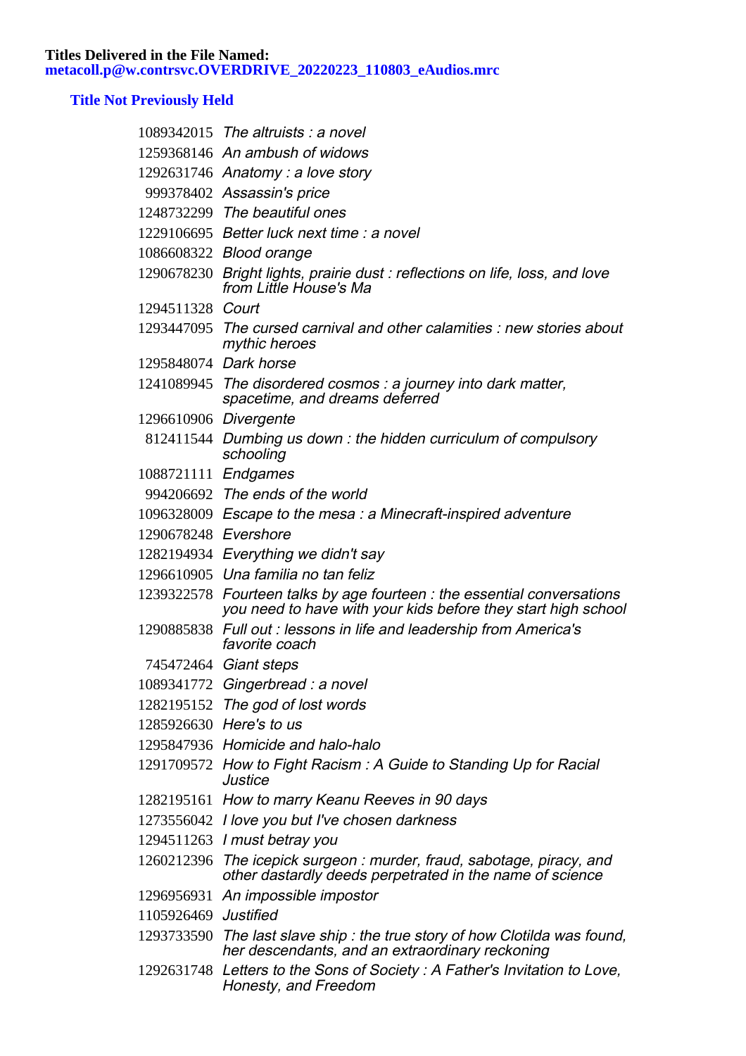**Titles Delivered in the File Named:**
**metacoll.p@w.contrsvc.OVERDRIVE_20220223_110803_eAudios.mrc**

### Title Not Previously Held

| | |
|---|---|
| 1089342015 | *The altruists : a novel* |
| 1259368146 | *An ambush of widows* |
| 1292631746 | *Anatomy : a love story* |
| 999378402 | *Assassin's price* |
| 1248732299 | *The beautiful ones* |
| 1229106695 | *Better luck next time : a novel* |
| 1086608322 | *Blood orange* |
| 1290678230 | *Bright lights, prairie dust : reflections on life, loss, and love from Little House's Ma* |
| 1294511328 | *Court* |
| 1293447095 | *The cursed carnival and other calamities : new stories about mythic heroes* |
| 1295848074 | *Dark horse* |
| 1241089945 | *The disordered cosmos : a journey into dark matter, spacetime, and dreams deferred* |
| 1296610906 | *Divergente* |
| 812411544 | *Dumbing us down : the hidden curriculum of compulsory schooling* |
| 1088721111 | *Endgames* |
| 994206692 | *The ends of the world* |
| 1096328009 | *Escape to the mesa : a Minecraft-inspired adventure* |
| 1290678248 | *Evershore* |
| 1282194934 | *Everything we didn't say* |
| 1296610905 | *Una familia no tan feliz* |
| 1239322578 | *Fourteen talks by age fourteen : the essential conversations you need to have with your kids before they start high school* |
| 1290885838 | *Full out : lessons in life and leadership from America's favorite coach* |
| 745472464 | *Giant steps* |
| 1089341772 | *Gingerbread : a novel* |
| 1282195152 | *The god of lost words* |
| 1285926630 | *Here's to us* |
| 1295847936 | *Homicide and halo-halo* |
| 1291709572 | *How to Fight Racism : A Guide to Standing Up for Racial Justice* |
| 1282195161 | *How to marry Keanu Reeves in 90 days* |
| 1273556042 | *I love you but I've chosen darkness* |
| 1294511263 | *I must betray you* |
| 1260212396 | *The icepick surgeon : murder, fraud, sabotage, piracy, and other dastardly deeds perpetrated in the name of science* |
| 1296956931 | *An impossible impostor* |
| 1105926469 | *Justified* |
| 1293733590 | *The last slave ship : the true story of how Clotilda was found, her descendants, and an extraordinary reckoning* |
| 1292631748 | *Letters to the Sons of Society : A Father's Invitation to Love, Honesty, and Freedom* |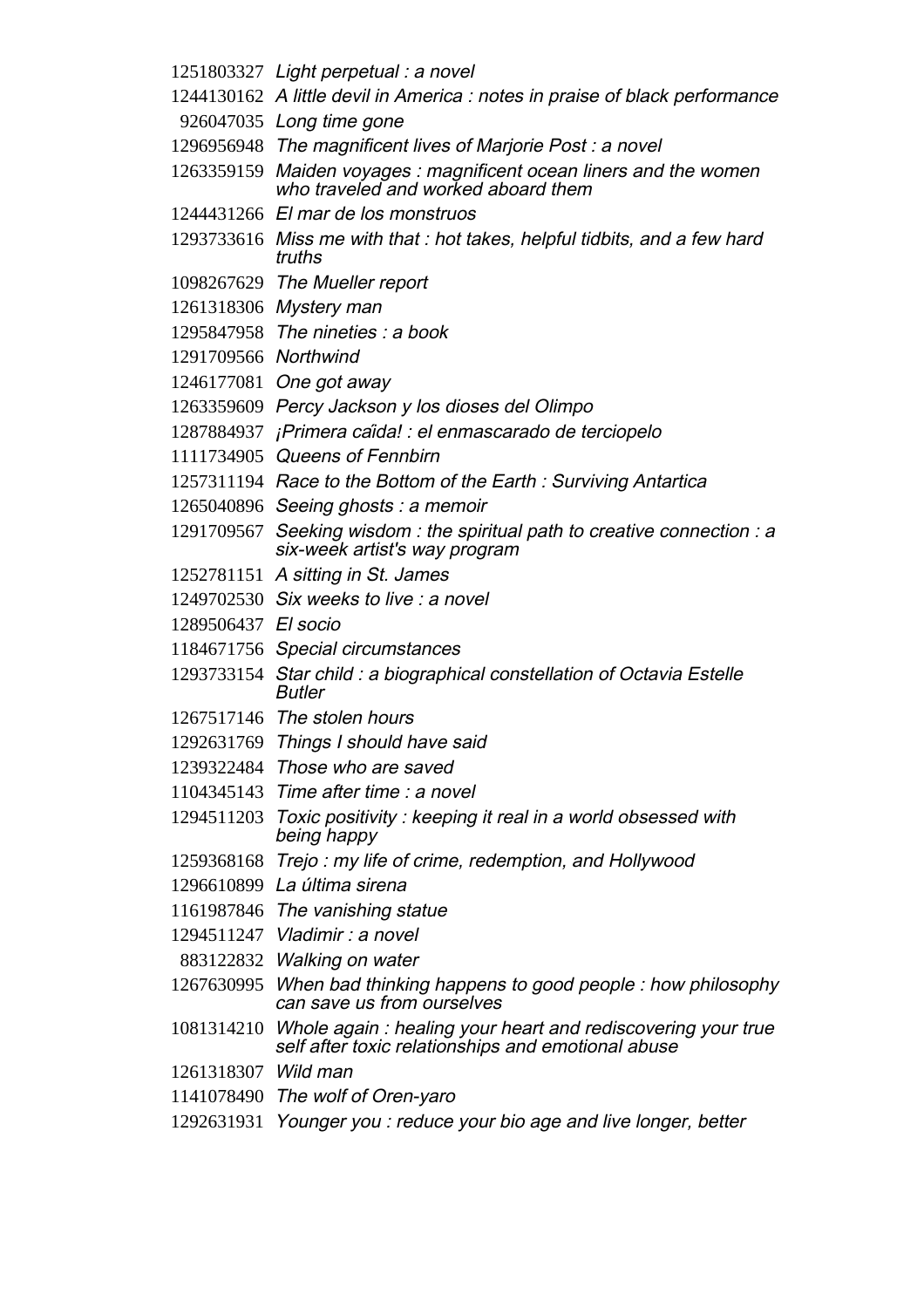| | |
|---|---|
| 1251803327 | *Light perpetual : a novel* |
| 1244130162 | *A little devil in America : notes in praise of black performance* |
| 926047035 | *Long time gone* |
| 1296956948 | *The magnificent lives of Marjorie Post : a novel* |
| 1263359159 | *Maiden voyages : magnificent ocean liners and the women who traveled and worked aboard them* |
| 1244431266 | *El mar de los monstruos* |
| 1293733616 | *Miss me with that : hot takes, helpful tidbits, and a few hard truths* |
| 1098267629 | *The Mueller report* |
| 1261318306 | *Mystery man* |
| 1295847958 | *The nineties : a book* |
| 1291709566 | *Northwind* |
| 1246177081 | *One got away* |
| 1263359609 | *Percy Jackson y los dioses del Olimpo* |
| 1287884937 | *¡Primera caída! : el enmascarado de terciopelo* |
| 1111734905 | *Queens of Fennbirn* |
| 1257311194 | *Race to the Bottom of the Earth : Surviving Antartica* |
| 1265040896 | *Seeing ghosts : a memoir* |
| 1291709567 | *Seeking wisdom : the spiritual path to creative connection : a six-week artist's way program* |
| 1252781151 | *A sitting in St. James* |
| 1249702530 | *Six weeks to live : a novel* |
| 1289506437 | *El socio* |
| 1184671756 | *Special circumstances* |
| 1293733154 | *Star child : a biographical constellation of Octavia Estelle Butler* |
| 1267517146 | *The stolen hours* |
| 1292631769 | *Things I should have said* |
| 1239322484 | *Those who are saved* |
| 1104345143 | *Time after time : a novel* |
| 1294511203 | *Toxic positivity : keeping it real in a world obsessed with being happy* |
| 1259368168 | *Trejo : my life of crime, redemption, and Hollywood* |
| 1296610899 | *La última sirena* |
| 1161987846 | *The vanishing statue* |
| 1294511247 | *Vladimir : a novel* |
| 883122832 | *Walking on water* |
| 1267630995 | *When bad thinking happens to good people : how philosophy can save us from ourselves* |
| 1081314210 | *Whole again : healing your heart and rediscovering your true self after toxic relationships and emotional abuse* |
| 1261318307 | *Wild man* |
| 1141078490 | *The wolf of Oren-yaro* |
| 1292631931 | *Younger you : reduce your bio age and live longer, better* |